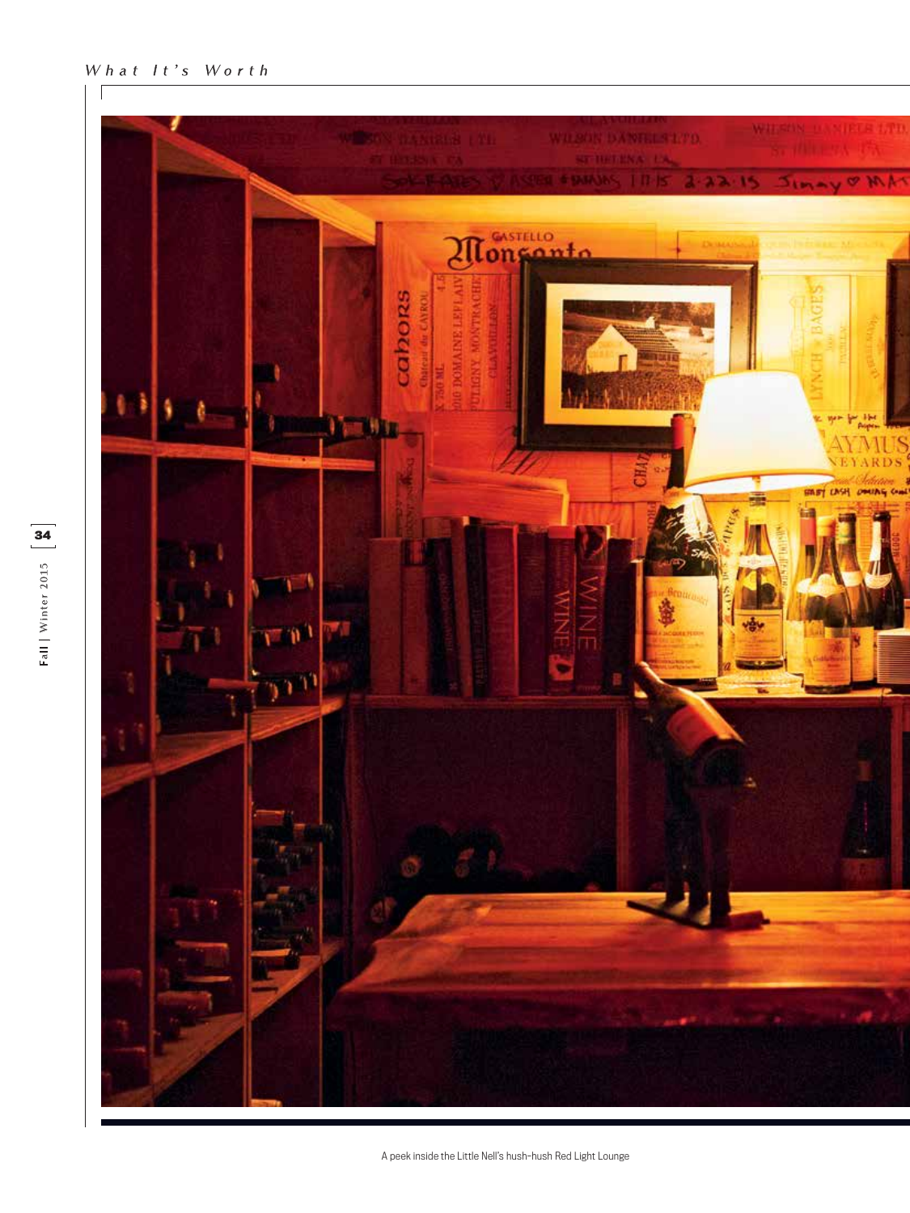A peek inside the Little Nell's hush-hush Red Light Lounge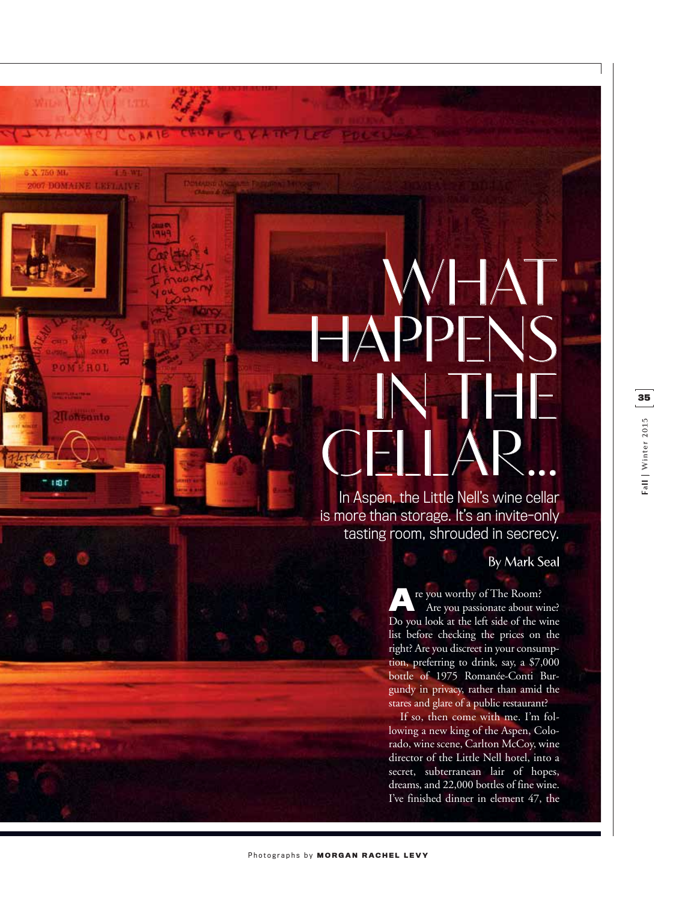# WHAT HAPPENS IN THE CELLAR...

In Aspen, the Little Nell's wine cellar is more than storage. It's an invite-only tasting room, shrouded in secrecy.

By Mark Seal

Are you worthy of The Room? Are you passionate about wine? Do you look at the left side of the wine list before checking the prices on the right? Are you discreet in your consumption, preferring to drink, say, a $7,000 bottle of 1975 Romanée-Conti Burgundy in privacy, rather than amid the stares and glare of a public restaurant?

If so, then come with me. I'm following a new king of the Aspen, Colorado, wine scene, Carlton McCoy, wine director of the Little Nell hotel, into a secret, subterranean lair of hopes, dreams, and 22,000 bottles of fine wine. I've finished dinner in element 47, the

Photographs by **MORGAN RACHEL LEVY**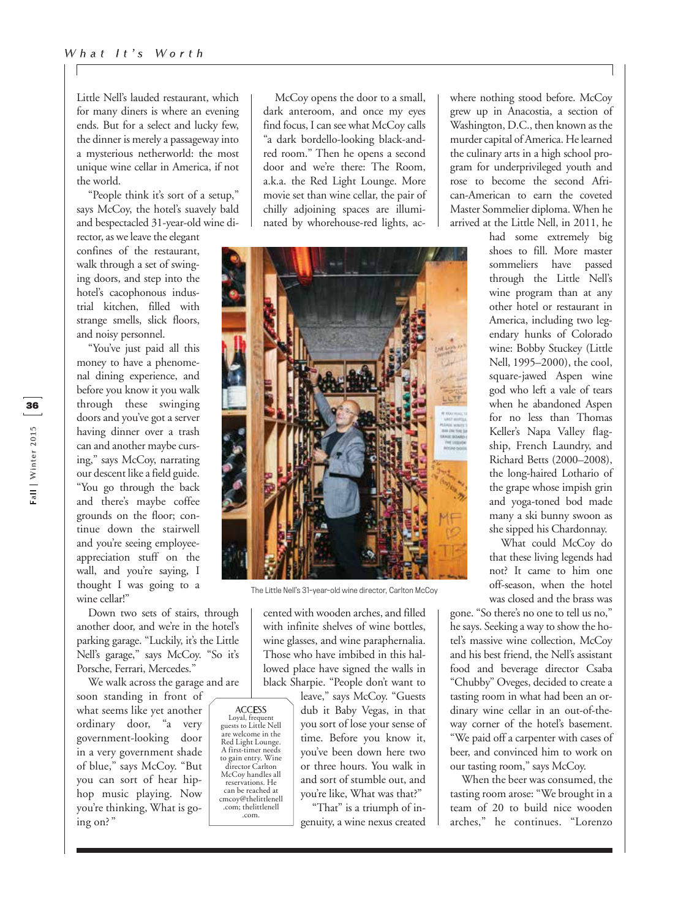Little Nell's lauded restaurant, which for many diners is where an evening ends. But for a select and lucky few, the dinner is merely a passageway into a mysterious netherworld: the most unique wine cellar in America, if not the world.

"People think it's sort of a setup," says McCoy, the hotel's suavely bald and bespectacled 31-year-old wine director, as we leave the elegant confines of the restaurant, walk through a set of swinging doors, and step into the hotel's cacophonous industrial kitchen, filled with strange smells, slick floors, and noisy personnel.

"You've just paid all this money to have a phenomenal dining experience, and before you know it you walk through these swinging doors and you've got a server having dinner over a trash can and another maybe cursing," says McCoy, narrating our descent like a field guide. "You go through the back and there's maybe coffee grounds on the floor; continue down the stairwell and you're seeing employee-appreciation stuff on the wall, and you're saying, I thought I was going to a wine cellar!"

Down two sets of stairs, through another door, and we're in the hotel's parking garage. "Luckily, it's the Little Nell's garage," says McCoy. "So it's Porsche, Ferrari, Mercedes."

We walk across the garage and are soon standing in front of what seems like yet another ordinary door, "a very government-looking door in a very government shade of blue," says McCoy. "But you can sort of hear hip-hop music playing. Now you're thinking, What is going on?"

McCoy opens the door to a small, dark anteroom, and once my eyes find focus, I can see what McCoy calls "a dark bordello-looking black-and-red room." Then he opens a second door and we're there: The Room, a.k.a. the Red Light Lounge. More movie set than wine cellar, the pair of chilly adjoining spaces are illuminated by whorehouse-red lights, accented with wooden arches, and filled with infinite shelves of wine bottles, wine glasses, and wine paraphernalia. Those who have imbibed in this hallowed place have signed the walls in black Sharpie. "People don't want to leave," says McCoy. "Guests dub it Baby Vegas, in that you sort of lose your sense of time. Before you know it, you've been down here two or three hours. You walk in and sort of stumble out, and you're like, What was that?"

The Little Nell's 31-year-old wine director, Carlton McCoy

**ACCESS**
Loyal, frequent guests to Little Nell are welcome in the Red Light Lounge. A first-timer needs to gain entry. Wine director Carlton McCoy handles all reservations. He can be reached at cmcoy@thelittlenell.com; thelittlenell.com.

"That" is a triumph of ingenuity, a wine nexus created where nothing stood before. McCoy grew up in Anacostia, a section of Washington, D.C., then known as the murder capital of America. He learned the culinary arts in a high school program for underprivileged youth and rose to become the second African-American to earn the coveted Master Sommelier diploma. When he arrived at the Little Nell, in 2011, he had some extremely big shoes to fill. More master sommeliers have passed through the Little Nell's wine program than at any other hotel or restaurant in America, including two legendary hunks of Colorado wine: Bobby Stuckey (Little Nell, 1995–2000), the cool, square-jawed Aspen wine god who left a vale of tears when he abandoned Aspen for no less than Thomas Keller's Napa Valley flagship, French Laundry, and Richard Betts (2000–2008), the long-haired Lothario of the grape whose impish grin and yoga-toned bod made many a ski bunny swoon as she sipped his Chardonnay.

What could McCoy do that these living legends had not? It came to him one off-season, when the hotel was closed and the brass was gone. "So there's no one to tell us no," he says. Seeking a way to show the hotel's massive wine collection, McCoy and his best friend, the Nell's assistant food and beverage director Csaba "Chubby" Oveges, decided to create a tasting room in what had been an ordinary wine cellar in an out-of-the-way corner of the hotel's basement. "We paid off a carpenter with cases of beer, and convinced him to work on our tasting room," says McCoy.

When the beer was consumed, the tasting room arose: "We brought in a team of 20 to build nice wooden arches," he continues. "Lorenzo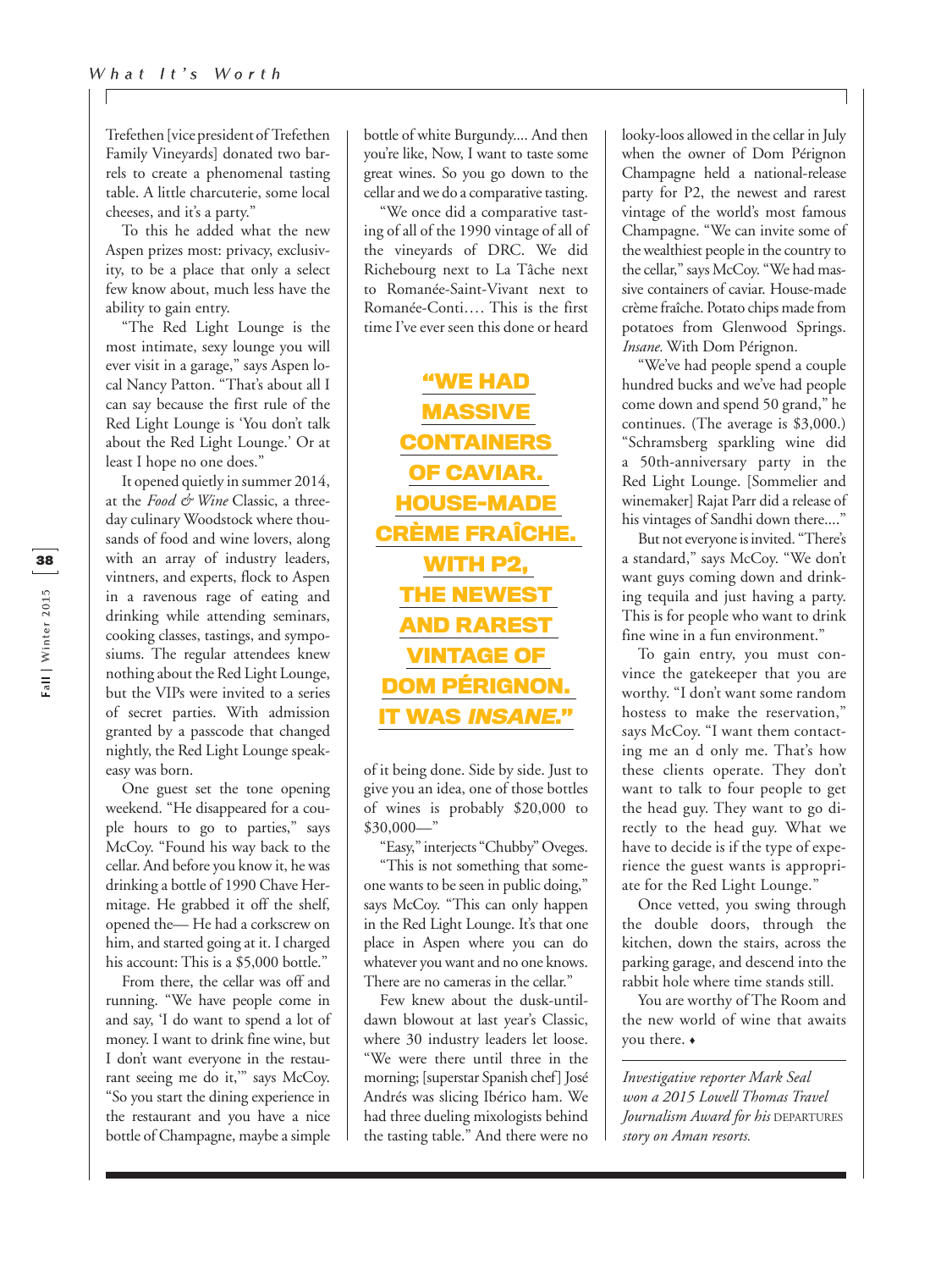Trefethen [vice president of Trefethen Family Vineyards] donated two barrels to create a phenomenal tasting table. A little charcuterie, some local cheeses, and it's a party."

To this he added what the new Aspen prizes most: privacy, exclusivity, to be a place that only a select few know about, much less have the ability to gain entry.

"The Red Light Lounge is the most intimate, sexy lounge you will ever visit in a garage," says Aspen local Nancy Patton. "That's about all I can say because the first rule of the Red Light Lounge is 'You don't talk about the Red Light Lounge.' Or at least I hope no one does."

It opened quietly in summer 2014, at the *Food & Wine* Classic, a three-day culinary Woodstock where thousands of food and wine lovers, along with an array of industry leaders, vintners, and experts, flock to Aspen in a ravenous rage of eating and drinking while attending seminars, cooking classes, tastings, and symposiums. The regular attendees knew nothing about the Red Light Lounge, but the VIPs were invited to a series of secret parties. With admission granted by a passcode that changed nightly, the Red Light Lounge speakeasy was born.

One guest set the tone opening weekend. "He disappeared for a couple hours to go to parties," says McCoy. "Found his way back to the cellar. And before you know it, he was drinking a bottle of 1990 Chave Hermitage. He grabbed it off the shelf, opened the— He had a corkscrew on him, and started going at it. I charged his account: This is a $5,000 bottle."

From there, the cellar was off and running. "We have people come in and say, 'I do want to spend a lot of money. I want to drink fine wine, but I don't want everyone in the restaurant seeing me do it,'" says McCoy. "So you start the dining experience in the restaurant and you have a nice bottle of Champagne, maybe a simple bottle of white Burgundy.... And then you're like, Now, I want to taste some great wines. So you go down to the cellar and we do a comparative tasting.

"We once did a comparative tasting of all of the 1990 vintage of all of the vineyards of DRC. We did Richebourg next to La Tâche next to Romanée-Saint-Vivant next to Romanée-Conti.... This is the first time I've ever seen this done or heard of it being done. Side by side. Just to give you an idea, one of those bottles of wines is probably $20,000 to $30,000—"

"Easy," interjects "Chubby" Oveges.

"This is not something that someone wants to be seen in public doing," says McCoy. "This can only happen in the Red Light Lounge. It's that one place in Aspen where you can do whatever you want and no one knows. There are no cameras in the cellar."

Few knew about the dusk-until-dawn blowout at last year's Classic, where 30 industry leaders let loose. "We were there until three in the morning; [superstar Spanish chef] José Andrés was slicing Ibérico ham. We had three dueling mixologists behind the tasting table." And there were no looky-loos allowed in the cellar in July when the owner of Dom Pérignon Champagne held a national-release party for P2, the newest and rarest vintage of the world's most famous Champagne. "We can invite some of the wealthiest people in the country to the cellar," says McCoy. "We had massive containers of caviar. House-made crème fraîche. Potato chips made from potatoes from Glenwood Springs. *Insane.* With Dom Pérignon.

**"WE HAD MASSIVE CONTAINERS OF CAVIAR. HOUSE-MADE CRÈME FRAÎCHE. WITH P2, THE NEWEST AND RAREST VINTAGE OF DOM PÉRIGNON. IT WAS *INSANE.*"**

"We've had people spend a couple hundred bucks and we've had people come down and spend 50 grand," he continues. (The average is $3,000.) "Schramsberg sparkling wine did a 50th-anniversary party in the Red Light Lounge. [Sommelier and winemaker] Rajat Parr did a release of his vintages of Sandhi down there...."

But not everyone is invited. "There's a standard," says McCoy. "We don't want guys coming down and drinking tequila and just having a party. This is for people who want to drink fine wine in a fun environment."

To gain entry, you must convince the gatekeeper that you are worthy. "I don't want some random hostess to make the reservation," says McCoy. "I want them contacting me an d only me. That's how these clients operate. They don't want to talk to four people to get the head guy. They want to go directly to the head guy. What we have to decide is if the type of experience the guest wants is appropriate for the Red Light Lounge."

Once vetted, you swing through the double doors, through the kitchen, down the stairs, across the parking garage, and descend into the rabbit hole where time stands still.

You are worthy of The Room and the new world of wine that awaits you there. ♦

---

*Investigative reporter Mark Seal won a 2015 Lowell Thomas Travel Journalism Award for his* DEPARTURES *story on Aman resorts.*